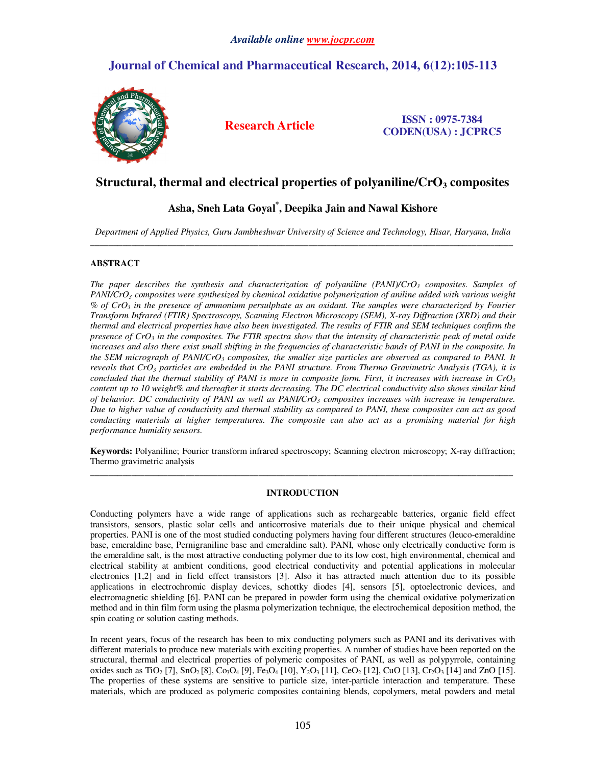# Structural, thermal and electrical properties of polyaniline/$CrO_3$ composites

**Asha, Sneh Lata Goyal*, Deepika Jain and Nawal Kishore**

*Department of Applied Physics, Guru Jambheshwar University of Science and Technology, Hisar, Haryana, India*

---

## ABSTRACT

*The paper describes the synthesis and characterization of polyaniline (PANI)/$CrO_3$ composites. Samples of PANI/$CrO_3$ composites were synthesized by chemical oxidative polymerization of aniline added with various weight % of $CrO_3$ in the presence of ammonium persulphate as an oxidant. The samples were characterized by Fourier Transform Infrared (FTIR) Spectroscopy, Scanning Electron Microscopy (SEM), X-ray Diffraction (XRD) and their thermal and electrical properties have also been investigated. The results of FTIR and SEM techniques confirm the presence of $CrO_3$ in the composites. The FTIR spectra show that the intensity of characteristic peak of metal oxide increases and also there exist small shifting in the frequencies of characteristic bands of PANI in the composite. In the SEM micrograph of PANI/$CrO_3$ composites, the smaller size particles are observed as compared to PANI. It reveals that $CrO_3$ particles are embedded in the PANI structure. From Thermo Gravimetric Analysis (TGA), it is concluded that the thermal stability of PANI is more in composite form. First, it increases with increase in $CrO_3$ content up to 10 weight% and thereafter it starts decreasing. The DC electrical conductivity also shows similar kind of behavior. DC conductivity of PANI as well as PANI/$CrO_3$ composites increases with increase in temperature. Due to higher value of conductivity and thermal stability as compared to PANI, these composites can act as good conducting materials at higher temperatures. The composite can also act as a promising material for high performance humidity sensors.*

**Keywords:** Polyaniline; Fourier transform infrared spectroscopy; Scanning electron microscopy; X-ray diffraction; Thermo gravimetric analysis

---

## INTRODUCTION

Conducting polymers have a wide range of applications such as rechargeable batteries, organic field effect transistors, sensors, plastic solar cells and anticorrosive materials due to their unique physical and chemical properties. PANI is one of the most studied conducting polymers having four different structures (leuco-emeraldine base, emeraldine base, Pernigraniline base and emeraldine salt). PANI, whose only electrically conductive form is the emeraldine salt, is the most attractive conducting polymer due to its low cost, high environmental, chemical and electrical stability at ambient conditions, good electrical conductivity and potential applications in molecular electronics [1,2] and in field effect transistors [3]. Also it has attracted much attention due to its possible applications in electrochromic display devices, schottky diodes [4], sensors [5], optoelectronic devices, and electromagnetic shielding [6]. PANI can be prepared in powder form using the chemical oxidative polymerization method and in thin film form using the plasma polymerization technique, the electrochemical deposition method, the spin coating or solution casting methods.

In recent years, focus of the research has been to mix conducting polymers such as PANI and its derivatives with different materials to produce new materials with exciting properties. A number of studies have been reported on the structural, thermal and electrical properties of polymeric composites of PANI, as well as polypyrrole, containing oxides such as $TiO_2$ [7], $SnO_2$ [8], $Co_3O_4$ [9], $Fe_3O_4$ [10], $Y_2O_3$ [11], $CeO_2$ [12], CuO [13], $Cr_2O_3$ [14] and ZnO [15]. The properties of these systems are sensitive to particle size, inter-particle interaction and temperature. These materials, which are produced as polymeric composites containing blends, copolymers, metal powders and metal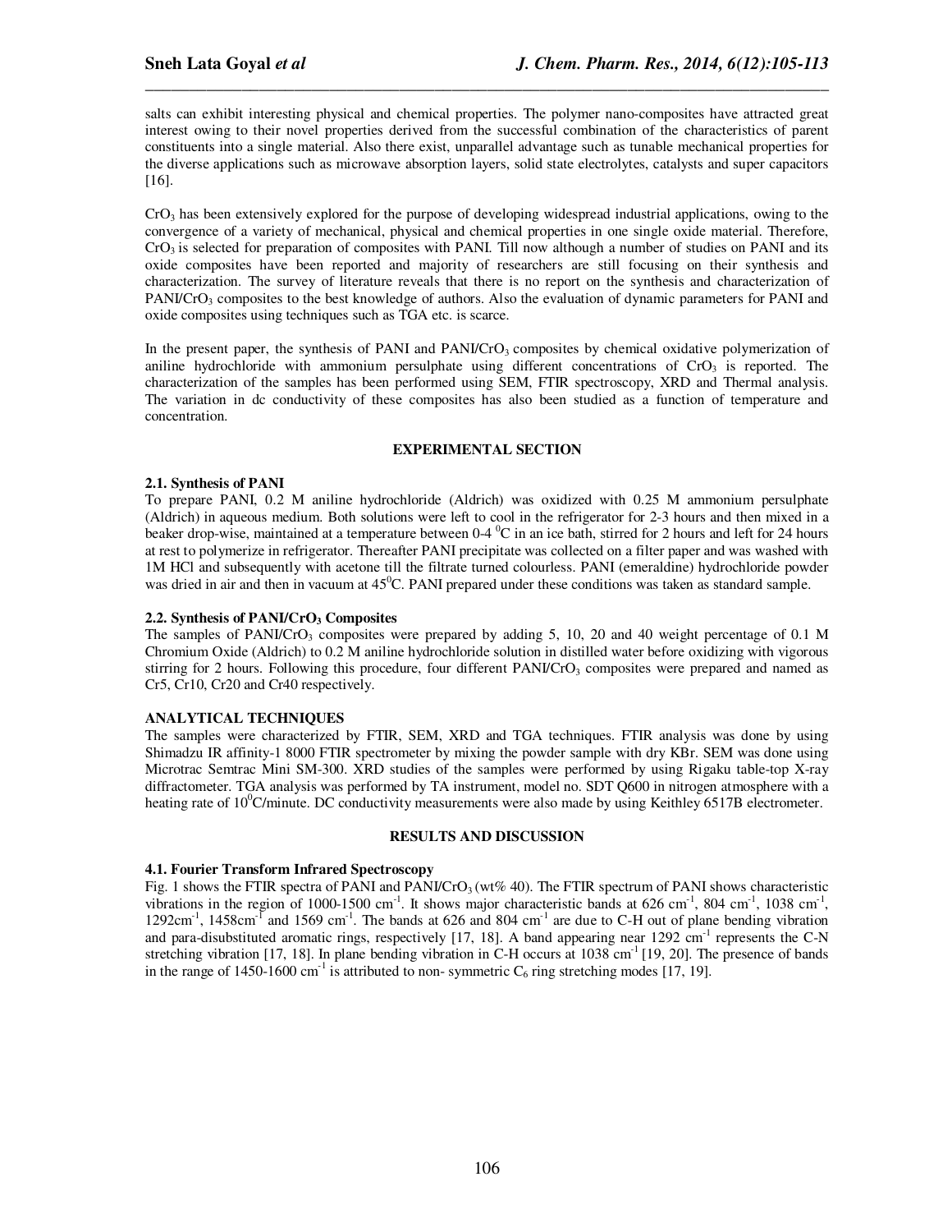salts can exhibit interesting physical and chemical properties. The polymer nano-composites have attracted great interest owing to their novel properties derived from the successful combination of the characteristics of parent constituents into a single material. Also there exist, unparallel advantage such as tunable mechanical properties for the diverse applications such as microwave absorption layers, solid state electrolytes, catalysts and super capacitors [16].

$CrO_3$ has been extensively explored for the purpose of developing widespread industrial applications, owing to the convergence of a variety of mechanical, physical and chemical properties in one single oxide material. Therefore, $CrO_3$ is selected for preparation of composites with PANI. Till now although a number of studies on PANI and its oxide composites have been reported and majority of researchers are still focusing on their synthesis and characterization. The survey of literature reveals that there is no report on the synthesis and characterization of PANI/$CrO_3$ composites to the best knowledge of authors. Also the evaluation of dynamic parameters for PANI and oxide composites using techniques such as TGA etc. is scarce.

In the present paper, the synthesis of PANI and PANI/$CrO_3$ composites by chemical oxidative polymerization of aniline hydrochloride with ammonium persulphate using different concentrations of $CrO_3$ is reported. The characterization of the samples has been performed using SEM, FTIR spectroscopy, XRD and Thermal analysis. The variation in dc conductivity of these composites has also been studied as a function of temperature and concentration.

## EXPERIMENTAL SECTION

### 2.1. Synthesis of PANI

To prepare PANI, 0.2 M aniline hydrochloride (Aldrich) was oxidized with 0.25 M ammonium persulphate (Aldrich) in aqueous medium. Both solutions were left to cool in the refrigerator for 2-3 hours and then mixed in a beaker drop-wise, maintained at a temperature between 0-4 $^0$C in an ice bath, stirred for 2 hours and left for 24 hours at rest to polymerize in refrigerator. Thereafter PANI precipitate was collected on a filter paper and was washed with 1M HCl and subsequently with acetone till the filtrate turned colourless. PANI (emeraldine) hydrochloride powder was dried in air and then in vacuum at 45$^0$C. PANI prepared under these conditions was taken as standard sample.

### 2.2. Synthesis of PANI/$CrO_3$ Composites

The samples of PANI/$CrO_3$ composites were prepared by adding 5, 10, 20 and 40 weight percentage of 0.1 M Chromium Oxide (Aldrich) to 0.2 M aniline hydrochloride solution in distilled water before oxidizing with vigorous stirring for 2 hours. Following this procedure, four different PANI/$CrO_3$ composites were prepared and named as Cr5, Cr10, Cr20 and Cr40 respectively.

### ANALYTICAL TECHNIQUES

The samples were characterized by FTIR, SEM, XRD and TGA techniques. FTIR analysis was done by using Shimadzu IR affinity-1 8000 FTIR spectrometer by mixing the powder sample with dry KBr. SEM was done using Microtrac Semtrac Mini SM-300. XRD studies of the samples were performed by using Rigaku table-top X-ray diffractometer. TGA analysis was performed by TA instrument, model no. SDT Q600 in nitrogen atmosphere with a heating rate of 10$^0$C/minute. DC conductivity measurements were also made by using Keithley 6517B electrometer.

## RESULTS AND DISCUSSION

### 4.1. Fourier Transform Infrared Spectroscopy

Fig. 1 shows the FTIR spectra of PANI and PANI/$CrO_3$ (wt% 40). The FTIR spectrum of PANI shows characteristic vibrations in the region of 1000-1500 cm$^{-1}$. It shows major characteristic bands at 626 cm$^{-1}$, 804 cm$^{-1}$, 1038 cm$^{-1}$, 1292cm$^{-1}$, 1458cm$^{-1}$ and 1569 cm$^{-1}$. The bands at 626 and 804 cm$^{-1}$ are due to C-H out of plane bending vibration and para-disubstituted aromatic rings, respectively [17, 18]. A band appearing near 1292 cm$^{-1}$ represents the C-N stretching vibration [17, 18]. In plane bending vibration in C-H occurs at 1038 cm$^{-1}$ [19, 20]. The presence of bands in the range of 1450-1600 cm$^{-1}$ is attributed to non- symmetric $C_6$ ring stretching modes [17, 19].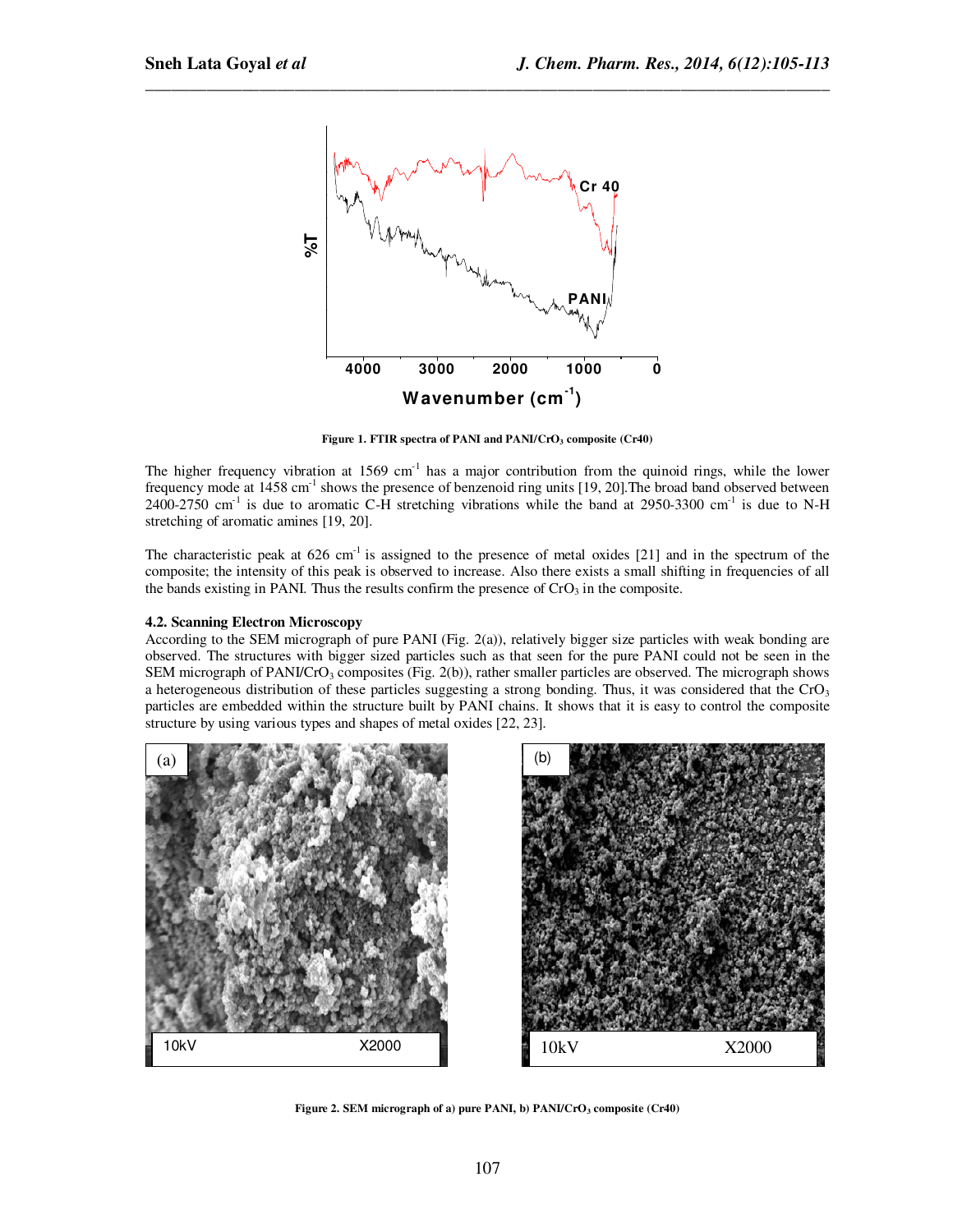Figure 1. FTIR spectra of PANI and PANI/$CrO_3$ composite (Cr40)

The higher frequency vibration at 1569 $cm^{-1}$ has a major contribution from the quinoid rings, while the lower frequency mode at 1458 $cm^{-1}$ shows the presence of benzenoid ring units [19, 20].The broad band observed between 2400-2750 $cm^{-1}$ is due to aromatic C-H stretching vibrations while the band at 2950-3300 $cm^{-1}$ is due to N-H stretching of aromatic amines [19, 20].

The characteristic peak at 626 $cm^{-1}$ is assigned to the presence of metal oxides [21] and in the spectrum of the composite; the intensity of this peak is observed to increase. Also there exists a small shifting in frequencies of all the bands existing in PANI. Thus the results confirm the presence of $CrO_3$ in the composite.

**4.2. Scanning Electron Microscopy**

According to the SEM micrograph of pure PANI (Fig. 2(a)), relatively bigger size particles with weak bonding are observed. The structures with bigger sized particles such as that seen for the pure PANI could not be seen in the SEM micrograph of PANI/$CrO_3$ composites (Fig. 2(b)), rather smaller particles are observed. The micrograph shows a heterogeneous distribution of these particles suggesting a strong bonding. Thus, it was considered that the $CrO_3$ particles are embedded within the structure built by PANI chains. It shows that it is easy to control the composite structure by using various types and shapes of metal oxides [22, 23].

Figure 2. SEM micrograph of a) pure PANI, b) PANI/$CrO_3$ composite (Cr40)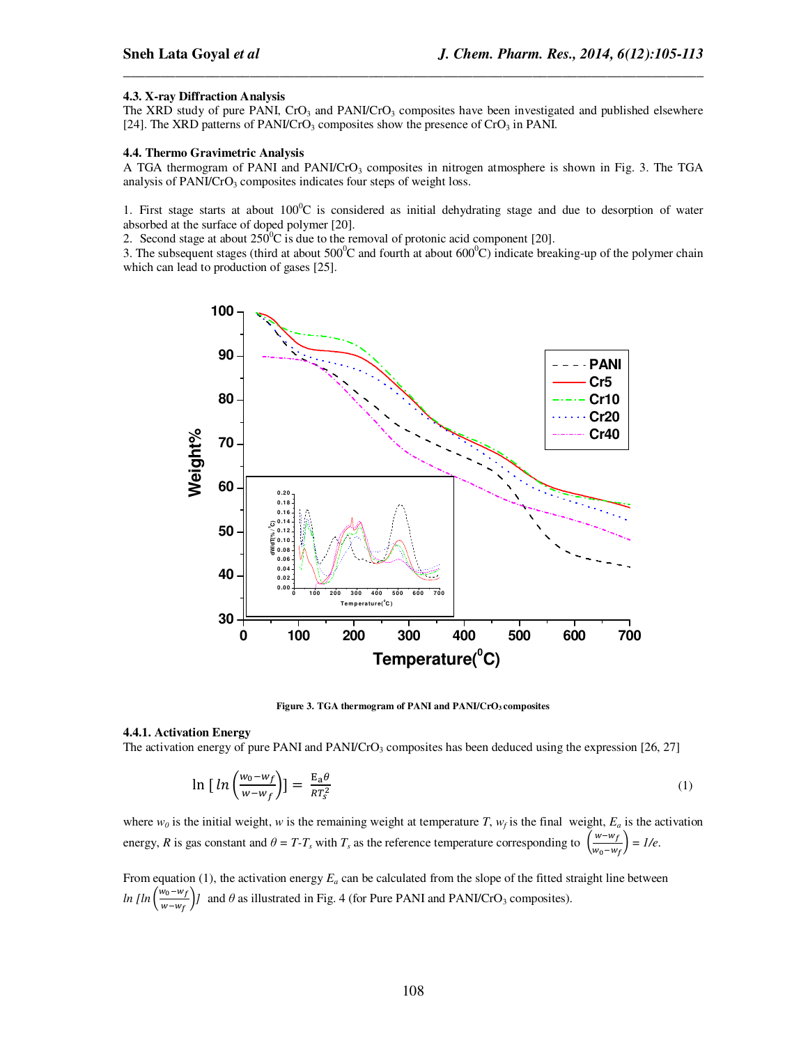### 4.3. X-ray Diffraction Analysis

The XRD study of pure PANI, $CrO_3$ and PANI/$CrO_3$ composites have been investigated and published elsewhere [24]. The XRD patterns of PANI/$CrO_3$ composites show the presence of $CrO_3$ in PANI.

### 4.4. Thermo Gravimetric Analysis

A TGA thermogram of PANI and PANI/$CrO_3$ composites in nitrogen atmosphere is shown in Fig. 3. The TGA analysis of PANI/$CrO_3$ composites indicates four steps of weight loss.

1. First stage starts at about $100^0$C is considered as initial dehydrating stage and due to desorption of water absorbed at the surface of doped polymer [20].
2. Second stage at about $250^0$C is due to the removal of protonic acid component [20].
3. The subsequent stages (third at about $500^0$C and fourth at about $600^0$C) indicate breaking-up of the polymer chain which can lead to production of gases [25].

**Figure 3. TGA thermogram of PANI and PANI/$CrO_3$ composites**

#### 4.4.1. Activation Energy

The activation energy of pure PANI and PANI/$CrO_3$ composites has been deduced using the expression [26, 27]

$$\ln\left[\ln\left(\frac{w_0-w_f}{w-w_f}\right)\right] = \frac{E_a\theta}{RT_s^2} \tag{1}$$

where $w_0$ is the initial weight, $w$ is the remaining weight at temperature $T$, $w_f$ is the final weight, $E_a$ is the activation energy, $R$ is gas constant and $\theta = T-T_s$ with $T_s$ as the reference temperature corresponding to $\left(\frac{w-w_f}{w_0-w_f}\right) = 1/e$.

From equation (1), the activation energy $E_a$ can be calculated from the slope of the fitted straight line between $\ln\left[\ln\left(\frac{w_0-w_f}{w-w_f}\right)\right]$ and $\theta$ as illustrated in Fig. 4 (for Pure PANI and PANI/$CrO_3$ composites).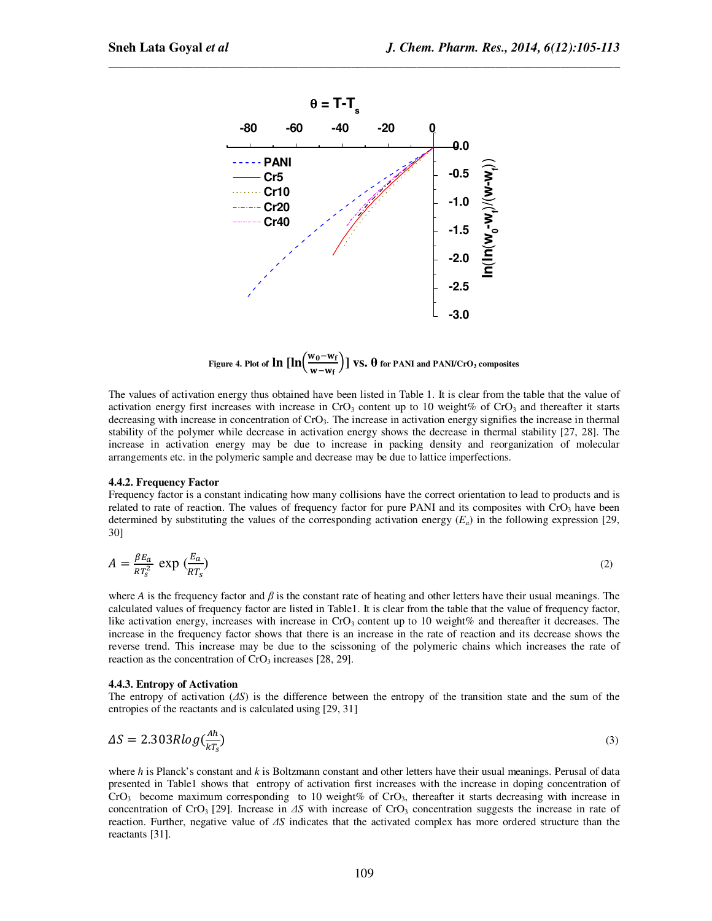Figure 4. Plot of $\ln\left[\ln\left(\frac{w_0-w_f}{w-w_f}\right)\right]$ vs. $\theta$ for PANI and PANI/$CrO_3$ composites

The values of activation energy thus obtained have been listed in Table 1. It is clear from the table that the value of activation energy first increases with increase in $CrO_3$ content up to 10 weight% of $CrO_3$ and thereafter it starts decreasing with increase in concentration of $CrO_3$. The increase in activation energy signifies the increase in thermal stability of the polymer while decrease in activation energy shows the decrease in thermal stability [27, 28]. The increase in activation energy may be due to increase in packing density and reorganization of molecular arrangements etc. in the polymeric sample and decrease may be due to lattice imperfections.

#### 4.4.2. Frequency Factor

Frequency factor is a constant indicating how many collisions have the correct orientation to lead to products and is related to rate of reaction. The values of frequency factor for pure PANI and its composites with $CrO_3$ have been determined by substituting the values of the corresponding activation energy ($E_a$) in the following expression [29, 30]

$$A = \frac{\beta E_a}{R T_s^2}\ \exp\left(\frac{E_a}{R T_s}\right) \tag{2}$$

where $A$ is the frequency factor and $\beta$ is the constant rate of heating and other letters have their usual meanings. The calculated values of frequency factor are listed in Table1. It is clear from the table that the value of frequency factor, like activation energy, increases with increase in $CrO_3$ content up to 10 weight% and thereafter it decreases. The increase in the frequency factor shows that there is an increase in the rate of reaction and its decrease shows the reverse trend. This increase may be due to the scissoning of the polymeric chains which increases the rate of reaction as the concentration of $CrO_3$ increases [28, 29].

#### 4.4.3. Entropy of Activation

The entropy of activation ($\Delta S$) is the difference between the entropy of the transition state and the sum of the entropies of the reactants and is calculated using [29, 31]

$$\Delta S = 2.303 R \log\left(\frac{Ah}{k T_s}\right) \tag{3}$$

where $h$ is Planck's constant and $k$ is Boltzmann constant and other letters have their usual meanings. Perusal of data presented in Table1 shows that entropy of activation first increases with the increase in doping concentration of $CrO_3$ become maximum corresponding to 10 weight% of $CrO_3$, thereafter it starts decreasing with increase in concentration of $CrO_3$ [29]. Increase in $\Delta S$ with increase of $CrO_3$ concentration suggests the increase in rate of reaction. Further, negative value of $\Delta S$ indicates that the activated complex has more ordered structure than the reactants [31].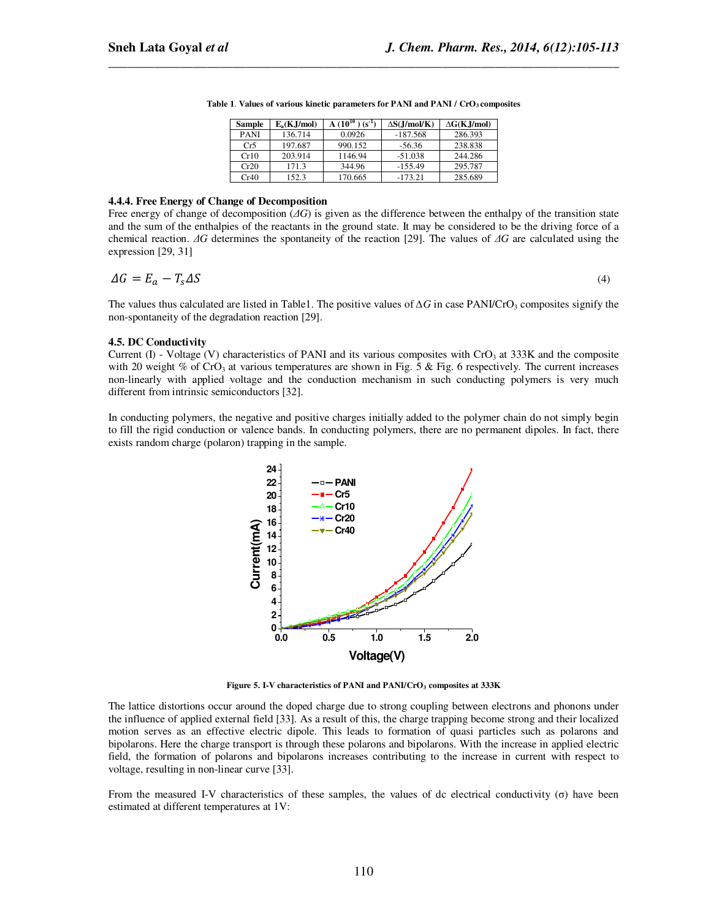**Table 1**. **Values of various kinetic parameters for PANI and PANI / $CrO_3$ composites**

| Sample | $E_a$(KJ/mol) | A ($10^{10}$) ($s^{-1}$) | ΔS(J/mol/K) | ΔG(KJ/mol) |
|---|---|---|---|---|
| PANI | 136.714 | 0.0926 | -187.568 | 286.393 |
| Cr5 | 197.687 | 990.152 | -56.36 | 238.838 |
| Cr10 | 203.914 | 1146.94 | -51.038 | 244.286 |
| Cr20 | 171.3 | 344.96 | -155.49 | 295.787 |
| Cr40 | 152.3 | 170.665 | -173.21 | 285.689 |

### 4.4.4. Free Energy of Change of Decomposition

Free energy of change of decomposition (*ΔG*) is given as the difference between the enthalpy of the transition state and the sum of the enthalpies of the reactants in the ground state. It may be considered to be the driving force of a chemical reaction. *ΔG* determines the spontaneity of the reaction [29]. The values of *ΔG* are calculated using the expression [29, 31]

$$\Delta G = E_a - T_s \Delta S \tag{4}$$

The values thus calculated are listed in Table1. The positive values of Δ*G* in case PANI/$CrO_3$ composites signify the non-spontaneity of the degradation reaction [29].

### 4.5. DC Conductivity

Current (I) - Voltage (V) characteristics of PANI and its various composites with $CrO_3$ at 333K and the composite with 20 weight % of $CrO_3$ at various temperatures are shown in Fig. 5 & Fig. 6 respectively. The current increases non-linearly with applied voltage and the conduction mechanism in such conducting polymers is very much different from intrinsic semiconductors [32].

In conducting polymers, the negative and positive charges initially added to the polymer chain do not simply begin to fill the rigid conduction or valence bands. In conducting polymers, there are no permanent dipoles. In fact, there exists random charge (polaron) trapping in the sample.

**Figure 5. I-V characteristics of PANI and PANI/$CrO_3$ composites at 333K**

The lattice distortions occur around the doped charge due to strong coupling between electrons and phonons under the influence of applied external field [33]. As a result of this, the charge trapping become strong and their localized motion serves as an effective electric dipole. This leads to formation of quasi particles such as polarons and bipolarons. Here the charge transport is through these polarons and bipolarons. With the increase in applied electric field, the formation of polarons and bipolarons increases contributing to the increase in current with respect to voltage, resulting in non-linear curve [33].

From the measured I-V characteristics of these samples, the values of dc electrical conductivity (σ) have been estimated at different temperatures at 1V: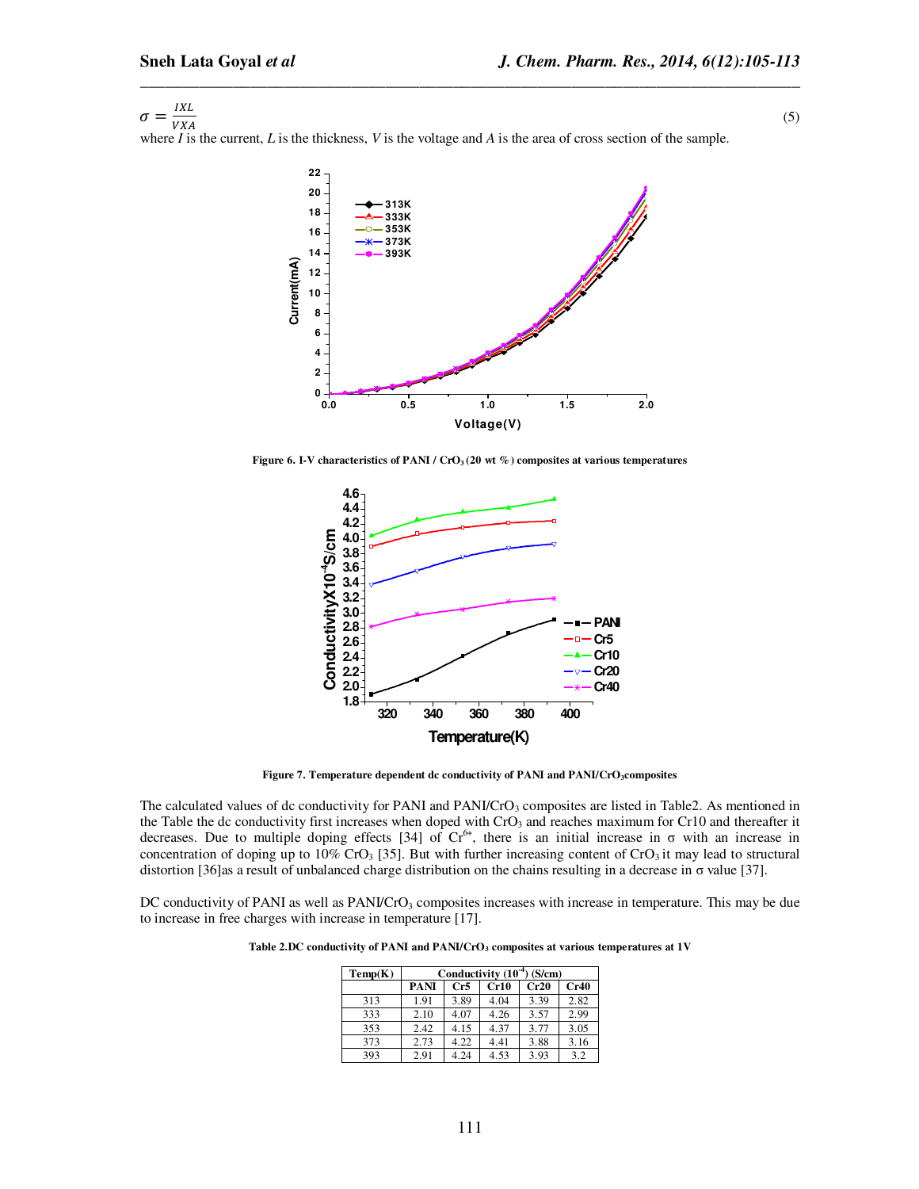$$\sigma = \frac{IXL}{VXA} \tag{5}$$

where $I$ is the current, $L$ is the thickness, $V$ is the voltage and $A$ is the area of cross section of the sample.

**Figure 6. I-V characteristics of PANI / $CrO_3$ (20 wt %) composites at various temperatures**

**Figure 7. Temperature dependent dc conductivity of PANI and PANI/$CrO_3$composites**

The calculated values of dc conductivity for PANI and PANI/$CrO_3$ composites are listed in Table2. As mentioned in the Table the dc conductivity first increases when doped with $CrO_3$ and reaches maximum for Cr10 and thereafter it decreases. Due to multiple doping effects [34] of $Cr^{6+}$, there is an initial increase in σ with an increase in concentration of doping up to 10% $CrO_3$ [35]. But with further increasing content of $CrO_3$ it may lead to structural distortion [36]as a result of unbalanced charge distribution on the chains resulting in a decrease in σ value [37].

DC conductivity of PANI as well as PANI/$CrO_3$ composites increases with increase in temperature. This may be due to increase in free charges with increase in temperature [17].

**Table 2.DC conductivity of PANI and PANI/$CrO_3$ composites at various temperatures at 1V**

| Temp(K) | Conductivity ($10^{-4}$) (S/cm) | | | | |
|---|---|---|---|---|---|
| | PANI | Cr5 | Cr10 | Cr20 | Cr40 |
| 313 | 1.91 | 3.89 | 4.04 | 3.39 | 2.82 |
| 333 | 2.10 | 4.07 | 4.26 | 3.57 | 2.99 |
| 353 | 2.42 | 4.15 | 4.37 | 3.77 | 3.05 |
| 373 | 2.73 | 4.22 | 4.41 | 3.88 | 3.16 |
| 393 | 2.91 | 4.24 | 4.53 | 3.93 | 3.2 |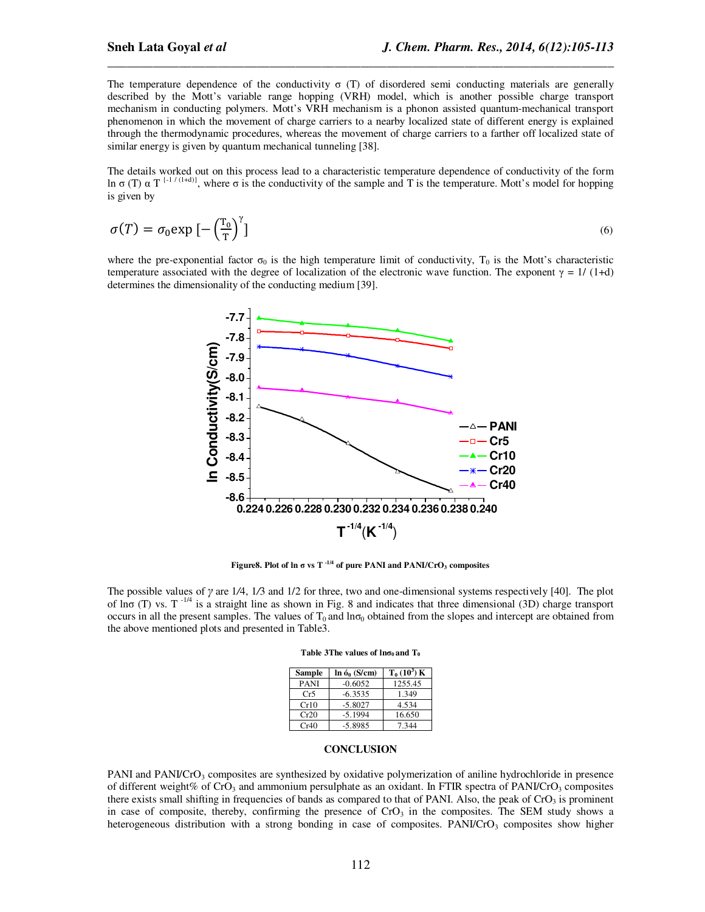The temperature dependence of the conductivity σ (T) of disordered semi conducting materials are generally described by the Mott's variable range hopping (VRH) model, which is another possible charge transport mechanism in conducting polymers. Mott's VRH mechanism is a phonon assisted quantum-mechanical transport phenomenon in which the movement of charge carriers to a nearby localized state of different energy is explained through the thermodynamic procedures, whereas the movement of charge carriers to a farther off localized state of similar energy is given by quantum mechanical tunneling [38].

The details worked out on this process lead to a characteristic temperature dependence of conductivity of the form $\ln \sigma (T) \propto T^{[-1/(1+d)]}$, where σ is the conductivity of the sample and T is the temperature. Mott's model for hopping is given by

$$\sigma(T) = \sigma_0 \exp\left[-\left(\frac{T_0}{T}\right)^{\gamma}\right] \tag{6}$$

where the pre-exponential factor $\sigma_0$ is the high temperature limit of conductivity, $T_0$ is the Mott's characteristic temperature associated with the degree of localization of the electronic wave function. The exponent $\gamma = 1/(1+d)$ determines the dimensionality of the conducting medium [39].

**Figure8. Plot of ln σ vs $T^{-1/4}$ of pure PANI and PANI/$CrO_3$ composites**

The possible values of $\gamma$ are 1/4, 1/3 and 1/2 for three, two and one-dimensional systems respectively [40]. The plot of lnσ (T) vs. $T^{-1/4}$ is a straight line as shown in Fig. 8 and indicates that three dimensional (3D) charge transport occurs in all the present samples. The values of $T_0$ and $\ln\sigma_0$ obtained from the slopes and intercept are obtained from the above mentioned plots and presented in Table3.

**Table 3 The values of $\ln\sigma_0$ and $T_0$**

| Sample | $\ln \sigma_0$ (S/cm) | $T_0$ ($10^3$) K |
|---|---|---|
| PANI | -0.6052 | 1255.45 |
| Cr5 | -6.3535 | 1.349 |
| Cr10 | -5.8027 | 4.534 |
| Cr20 | -5.1994 | 16.650 |
| Cr40 | -5.8985 | 7.344 |

## CONCLUSION

PANI and PANI/$CrO_3$ composites are synthesized by oxidative polymerization of aniline hydrochloride in presence of different weight% of $CrO_3$ and ammonium persulphate as an oxidant. In FTIR spectra of PANI/$CrO_3$ composites there exists small shifting in frequencies of bands as compared to that of PANI. Also, the peak of $CrO_3$ is prominent in case of composite, thereby, confirming the presence of $CrO_3$ in the composites. The SEM study shows a heterogeneous distribution with a strong bonding in case of composites. PANI/$CrO_3$ composites show higher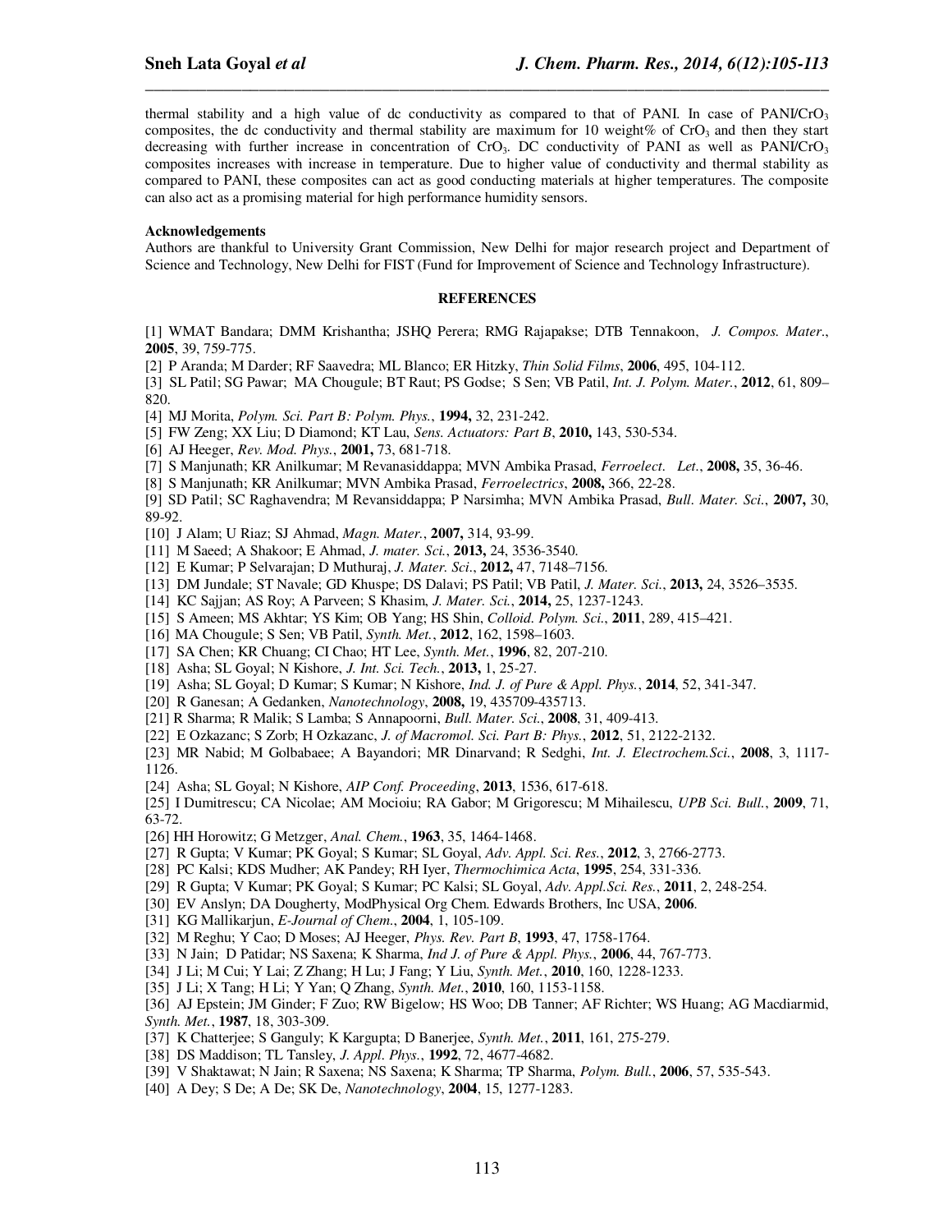thermal stability and a high value of dc conductivity as compared to that of PANI. In case of PANI/$CrO_3$ composites, the dc conductivity and thermal stability are maximum for 10 weight% of $CrO_3$ and then they start decreasing with further increase in concentration of $CrO_3$. DC conductivity of PANI as well as PANI/$CrO_3$ composites increases with increase in temperature. Due to higher value of conductivity and thermal stability as compared to PANI, these composites can act as good conducting materials at higher temperatures. The composite can also act as a promising material for high performance humidity sensors.

**Acknowledgements**

Authors are thankful to University Grant Commission, New Delhi for major research project and Department of Science and Technology, New Delhi for FIST (Fund for Improvement of Science and Technology Infrastructure).

## REFERENCES

[1] WMAT Bandara; DMM Krishantha; JSHQ Perera; RMG Rajapakse; DTB Tennakoon, *J. Compos. Mater.*, **2005**, 39, 759-775.
[2] P Aranda; M Darder; RF Saavedra; ML Blanco; ER Hitzky, *Thin Solid Films*, **2006**, 495, 104-112.
[3] SL Patil; SG Pawar; MA Chougule; BT Raut; PS Godse; S Sen; VB Patil, *Int. J. Polym. Mater.*, **2012**, 61, 809–820.
[4] MJ Morita, *Polym. Sci. Part B: Polym. Phys.*, **1994,** 32, 231-242.
[5] FW Zeng; XX Liu; D Diamond; KT Lau, *Sens. Actuators: Part B*, **2010,** 143, 530-534.
[6] AJ Heeger, *Rev. Mod. Phys.*, **2001,** 73, 681-718.
[7] S Manjunath; KR Anilkumar; M Revanasiddappa; MVN Ambika Prasad, *Ferroelect. Let.*, **2008,** 35, 36-46.
[8] S Manjunath; KR Anilkumar; MVN Ambika Prasad, *Ferroelectrics*, **2008,** 366, 22-28.
[9] SD Patil; SC Raghavendra; M Revansiddappa; P Narsimha; MVN Ambika Prasad, *Bull. Mater. Sci.*, **2007,** 30, 89-92.
[10] J Alam; U Riaz; SJ Ahmad, *Magn. Mater.*, **2007,** 314, 93-99.
[11] M Saeed; A Shakoor; E Ahmad, *J. mater. Sci.*, **2013,** 24, 3536-3540.
[12] E Kumar; P Selvarajan; D Muthuraj, *J. Mater. Sci.*, **2012,** 47, 7148–7156.
[13] DM Jundale; ST Navale; GD Khuspe; DS Dalavi; PS Patil; VB Patil, *J. Mater. Sci.*, **2013,** 24, 3526–3535.
[14] KC Sajjan; AS Roy; A Parveen; S Khasim, *J. Mater. Sci.*, **2014,** 25, 1237-1243.
[15] S Ameen; MS Akhtar; YS Kim; OB Yang; HS Shin, *Colloid. Polym. Sci.*, **2011**, 289, 415–421.
[16] MA Chougule; S Sen; VB Patil, *Synth. Met.*, **2012**, 162, 1598–1603.
[17] SA Chen; KR Chuang; CI Chao; HT Lee, *Synth. Met.*, **1996**, 82, 207-210.
[18] Asha; SL Goyal; N Kishore, *J. Int. Sci. Tech.*, **2013,** 1, 25-27.
[19] Asha; SL Goyal; D Kumar; S Kumar; N Kishore, *Ind. J. of Pure & Appl. Phys.*, **2014**, 52, 341-347.
[20] R Ganesan; A Gedanken, *Nanotechnology*, **2008,** 19, 435709-435713.
[21] R Sharma; R Malik; S Lamba; S Annapoorni, *Bull. Mater. Sci.*, **2008**, 31, 409-413.
[22] E Ozkazanc; S Zorb; H Ozkazanc, *J. of Macromol. Sci. Part B: Phys.*, **2012**, 51, 2122-2132.
[23] MR Nabid; M Golbabaee; A Bayandori; MR Dinarvand; R Sedghi, *Int. J. Electrochem.Sci.*, **2008**, 3, 1117-1126.
[24] Asha; SL Goyal; N Kishore, *AIP Conf. Proceeding*, **2013**, 1536, 617-618.
[25] I Dumitrescu; CA Nicolae; AM Mocioiu; RA Gabor; M Grigorescu; M Mihailescu, *UPB Sci. Bull.*, **2009**, 71, 63-72.
[26] HH Horowitz; G Metzger, *Anal. Chem.*, **1963**, 35, 1464-1468.
[27] R Gupta; V Kumar; PK Goyal; S Kumar; SL Goyal, *Adv. Appl. Sci. Res.*, **2012**, 3, 2766-2773.
[28] PC Kalsi; KDS Mudher; AK Pandey; RH Iyer, *Thermochimica Acta*, **1995**, 254, 331-336.
[29] R Gupta; V Kumar; PK Goyal; S Kumar; PC Kalsi; SL Goyal, *Adv. Appl.Sci. Res.*, **2011**, 2, 248-254.
[30] EV Anslyn; DA Dougherty, ModPhysical Org Chem. Edwards Brothers, Inc USA, **2006**.
[31] KG Mallikarjun, *E-Journal of Chem.*, **2004**, 1, 105-109.
[32] M Reghu; Y Cao; D Moses; AJ Heeger, *Phys. Rev. Part B*, **1993**, 47, 1758-1764.
[33] N Jain; D Patidar; NS Saxena; K Sharma, *Ind J. of Pure & Appl. Phys.*, **2006**, 44, 767-773.
[34] J Li; M Cui; Y Lai; Z Zhang; H Lu; J Fang; Y Liu, *Synth. Met.*, **2010**, 160, 1228-1233.
[35] J Li; X Tang; H Li; Y Yan; Q Zhang, *Synth. Met.*, **2010**, 160, 1153-1158.
[36] AJ Epstein; JM Ginder; F Zuo; RW Bigelow; HS Woo; DB Tanner; AF Richter; WS Huang; AG Macdiarmid, *Synth. Met.*, **1987**, 18, 303-309.
[37] K Chatterjee; S Ganguly; K Kargupta; D Banerjee, *Synth. Met.*, **2011**, 161, 275-279.
[38] DS Maddison; TL Tansley, *J. Appl. Phys.*, **1992**, 72, 4677-4682.
[39] V Shaktawat; N Jain; R Saxena; NS Saxena; K Sharma; TP Sharma, *Polym. Bull.*, **2006**, 57, 535-543.
[40] A Dey; S De; A De; SK De, *Nanotechnology*, **2004**, 15, 1277-1283.